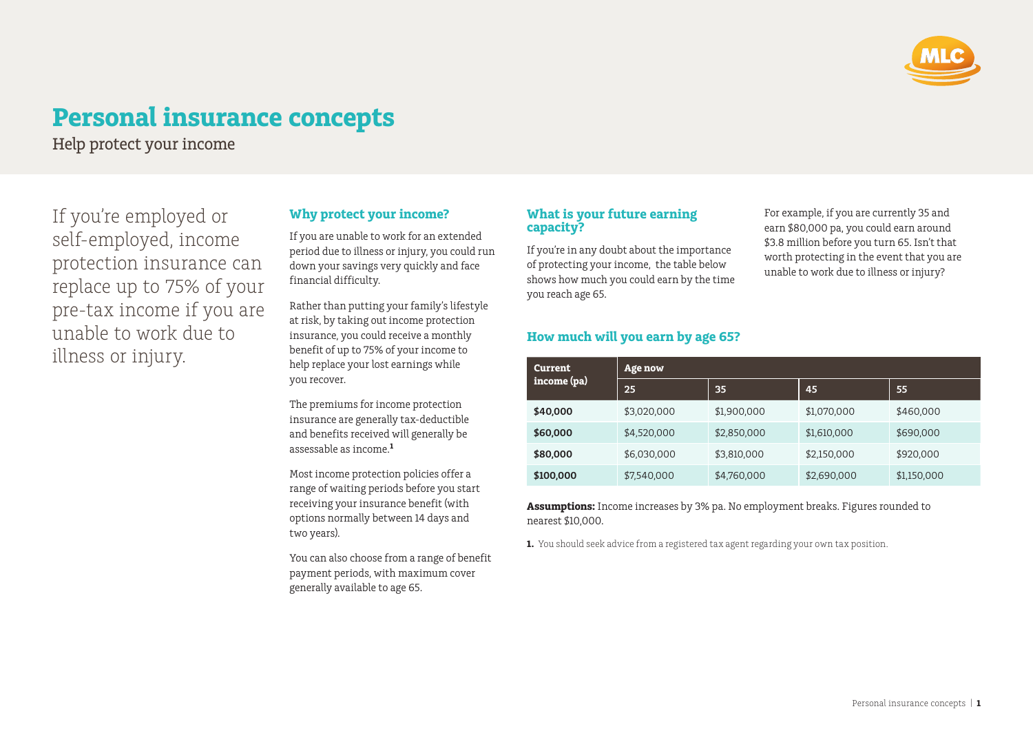# Personal insurance concepts

Help protect your income

If you're employed or self-employed, income protection insurance can replace up to 75% of your pre-tax income if you are unable to work due to illness or injury.

## Why protect your income?

If you are unable to work for an extended period due to illness or injury, you could run down your savings very quickly and face financial difficulty.

Rather than putting your family's lifestyle at risk, by taking out income protection insurance, you could receive a monthly benefit of up to 75% of your income to help replace your lost earnings while you recover.

The premiums for income protection insurance are generally tax-deductible and benefits received will generally be assessable as income.[1]

Most income protection policies offer a range of waiting periods before you start receiving your insurance benefit (with options normally between 14 days and two years).

You can also choose from a range of benefit payment periods, with maximum cover generally available to age 65.

## What is your future earning capacity?

If you're in any doubt about the importance of protecting your income, the table below shows how much you could earn by the time you reach age 65.

For example, if you are currently 35 and earn $80,000 pa, you could earn around $3.8 million before you turn 65. Isn't that worth protecting in the event that you are unable to work due to illness or injury?

## How much will you earn by age 65?

| Current income (pa) | Age now | | | |
|---|---|---|---|---|
| | 25 | 35 | 45 | 55 |
| **$40,000** | $3,020,000 | $1,900,000 | $1,070,000 | $460,000 |
| **$60,000** | $4,520,000 | $2,850,000 | $1,610,000 | $690,000 |
| **$80,000** | $6,030,000 | $3,810,000 | $2,150,000 | $920,000 |
| **$100,000** | $7,540,000 | $4,760,000 | $2,690,000 | $1,150,000 |

**Assumptions:** Income increases by 3% pa. No employment breaks. Figures rounded to nearest $10,000.

**1.** You should seek advice from a registered tax agent regarding your own tax position.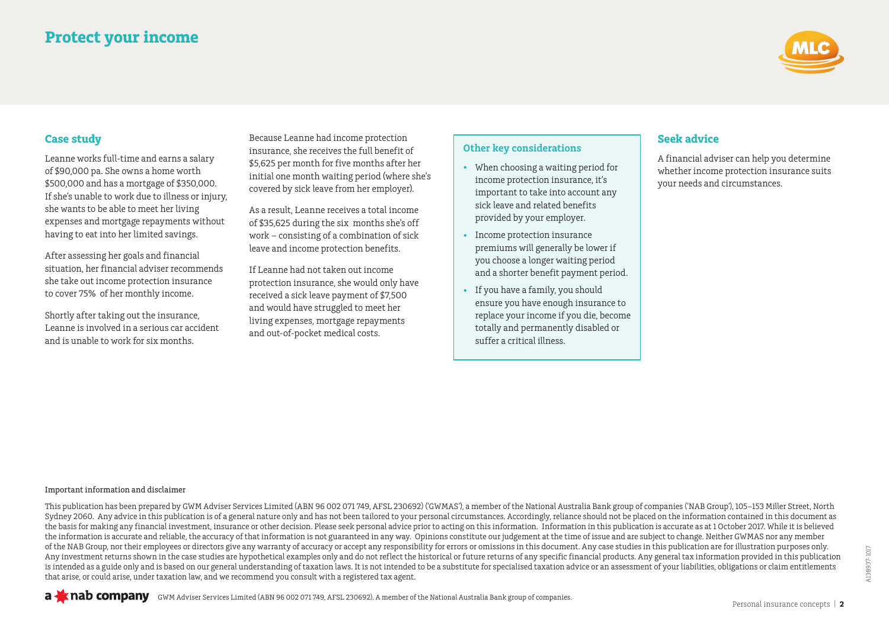# Protect your income

## Case study

Leanne works full-time and earns a salary of $90,000 pa. She owns a home worth $500,000 and has a mortgage of $350,000. If she's unable to work due to illness or injury, she wants to be able to meet her living expenses and mortgage repayments without having to eat into her limited savings.

After assessing her goals and financial situation, her financial adviser recommends she take out income protection insurance to cover 75% of her monthly income.

Shortly after taking out the insurance, Leanne is involved in a serious car accident and is unable to work for six months.

Because Leanne had income protection insurance, she receives the full benefit of $5,625 per month for five months after her initial one month waiting period (where she's covered by sick leave from her employer).

As a result, Leanne receives a total income of $35,625 during the six months she's off work – consisting of a combination of sick leave and income protection benefits.

If Leanne had not taken out income protection insurance, she would only have received a sick leave payment of $7,500 and would have struggled to meet her living expenses, mortgage repayments and out-of-pocket medical costs.

### Other key considerations

- When choosing a waiting period for income protection insurance, it's important to take into account any sick leave and related benefits provided by your employer.
- Income protection insurance premiums will generally be lower if you choose a longer waiting period and a shorter benefit payment period.
- If you have a family, you should ensure you have enough insurance to replace your income if you die, become totally and permanently disabled or suffer a critical illness.

## Seek advice

A financial adviser can help you determine whether income protection insurance suits your needs and circumstances.

**Important information and disclaimer**

This publication has been prepared by GWM Adviser Services Limited (ABN 96 002 071 749, AFSL 230692) ('GWMAS'), a member of the National Australia Bank group of companies ('NAB Group'), 105–153 Miller Street, North Sydney 2060. Any advice in this publication is of a general nature only and has not been tailored to your personal circumstances. Accordingly, reliance should not be placed on the information contained in this document as the basis for making any financial investment, insurance or other decision. Please seek personal advice prior to acting on this information. Information in this publication is accurate as at 1 October 2017. While it is believed the information is accurate and reliable, the accuracy of that information is not guaranteed in any way. Opinions constitute our judgement at the time of issue and are subject to change. Neither GWMAS nor any member of the NAB Group, nor their employees or directors give any warranty of accuracy or accept any responsibility for errors or omissions in this document. Any case studies in this publication are for illustration purposes only. Any investment returns shown in the case studies are hypothetical examples only and do not reflect the historical or future returns of any specific financial products. Any general tax information provided in this publication is intended as a guide only and is based on our general understanding of taxation laws. It is not intended to be a substitute for specialised taxation advice or an assessment of your liabilities, obligations or claim entitlements that arise, or could arise, under taxation law, and we recommend you consult with a registered tax agent.

a nab company GWM Adviser Services Limited (ABN 96 002 071 749, AFSL 230692). A member of the National Australia Bank group of companies.

A138937-1017